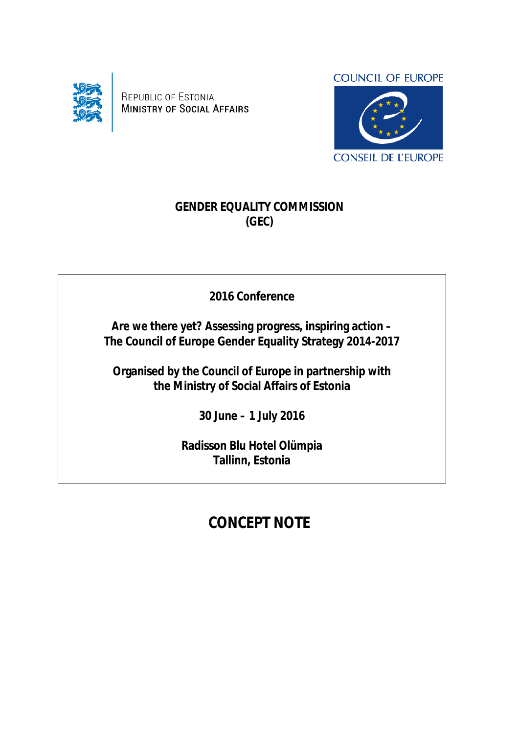REPUBLIC OF ESTONIA
MINISTRY OF SOCIAL AFFAIRS

COUNCIL OF EUROPE
CONSEIL DE L'EUROPE

# GENDER EQUALITY COMMISSION (GEC)

**2016 Conference**

**Are we there yet? Assessing progress, inspiring action – The Council of Europe Gender Equality Strategy 2014-2017**

**Organised by the Council of Europe in partnership with the Ministry of Social Affairs of Estonia**

**30 June – 1 July 2016**

**Radisson Blu Hotel Olümpia**
**Tallinn, Estonia**

# CONCEPT NOTE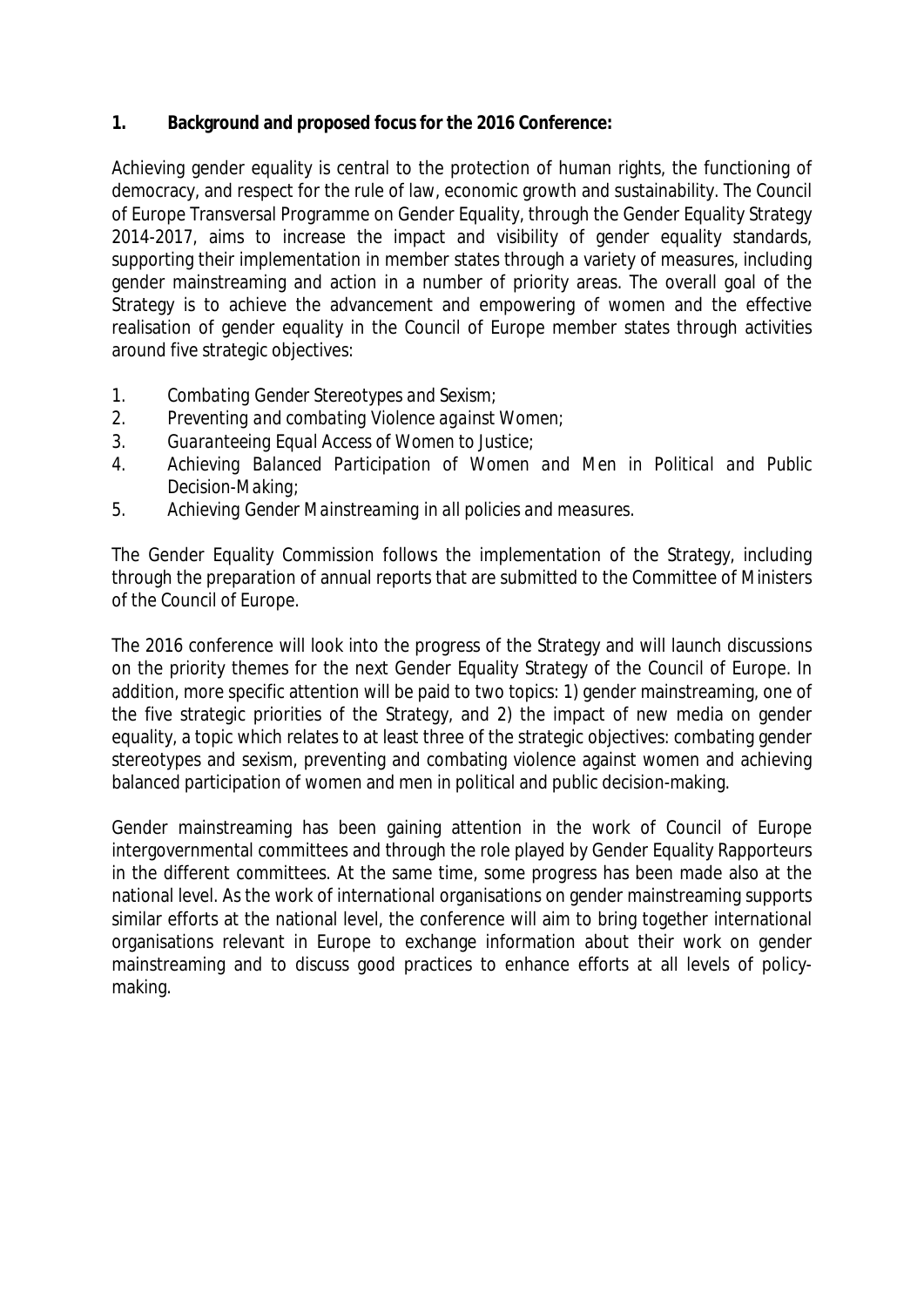## 1. Background and proposed focus for the 2016 Conference:

Achieving gender equality is central to the protection of human rights, the functioning of democracy, and respect for the rule of law, economic growth and sustainability. The Council of Europe Transversal Programme on Gender Equality, through the Gender Equality Strategy 2014-2017, aims to increase the impact and visibility of gender equality standards, supporting their implementation in member states through a variety of measures, including gender mainstreaming and action in a number of priority areas. The overall goal of the Strategy is to achieve the advancement and empowering of women and the effective realisation of gender equality in the Council of Europe member states through activities around five strategic objectives:

1. *Combating Gender Stereotypes and Sexism;*
2. *Preventing and combating Violence against Women;*
3. *Guaranteeing Equal Access of Women to Justice;*
4. *Achieving Balanced Participation of Women and Men in Political and Public Decision-Making;*
5. *Achieving Gender Mainstreaming in all policies and measures.*

The Gender Equality Commission follows the implementation of the Strategy, including through the preparation of annual reports that are submitted to the Committee of Ministers of the Council of Europe.

The 2016 conference will look into the progress of the Strategy and will launch discussions on the priority themes for the next Gender Equality Strategy of the Council of Europe. In addition, more specific attention will be paid to two topics: 1) gender mainstreaming, one of the five strategic priorities of the Strategy, and 2) the impact of new media on gender equality, a topic which relates to at least three of the strategic objectives: combating gender stereotypes and sexism, preventing and combating violence against women and achieving balanced participation of women and men in political and public decision-making.

Gender mainstreaming has been gaining attention in the work of Council of Europe intergovernmental committees and through the role played by Gender Equality Rapporteurs in the different committees. At the same time, some progress has been made also at the national level. As the work of international organisations on gender mainstreaming supports similar efforts at the national level, the conference will aim to bring together international organisations relevant in Europe to exchange information about their work on gender mainstreaming and to discuss good practices to enhance efforts at all levels of policy-making.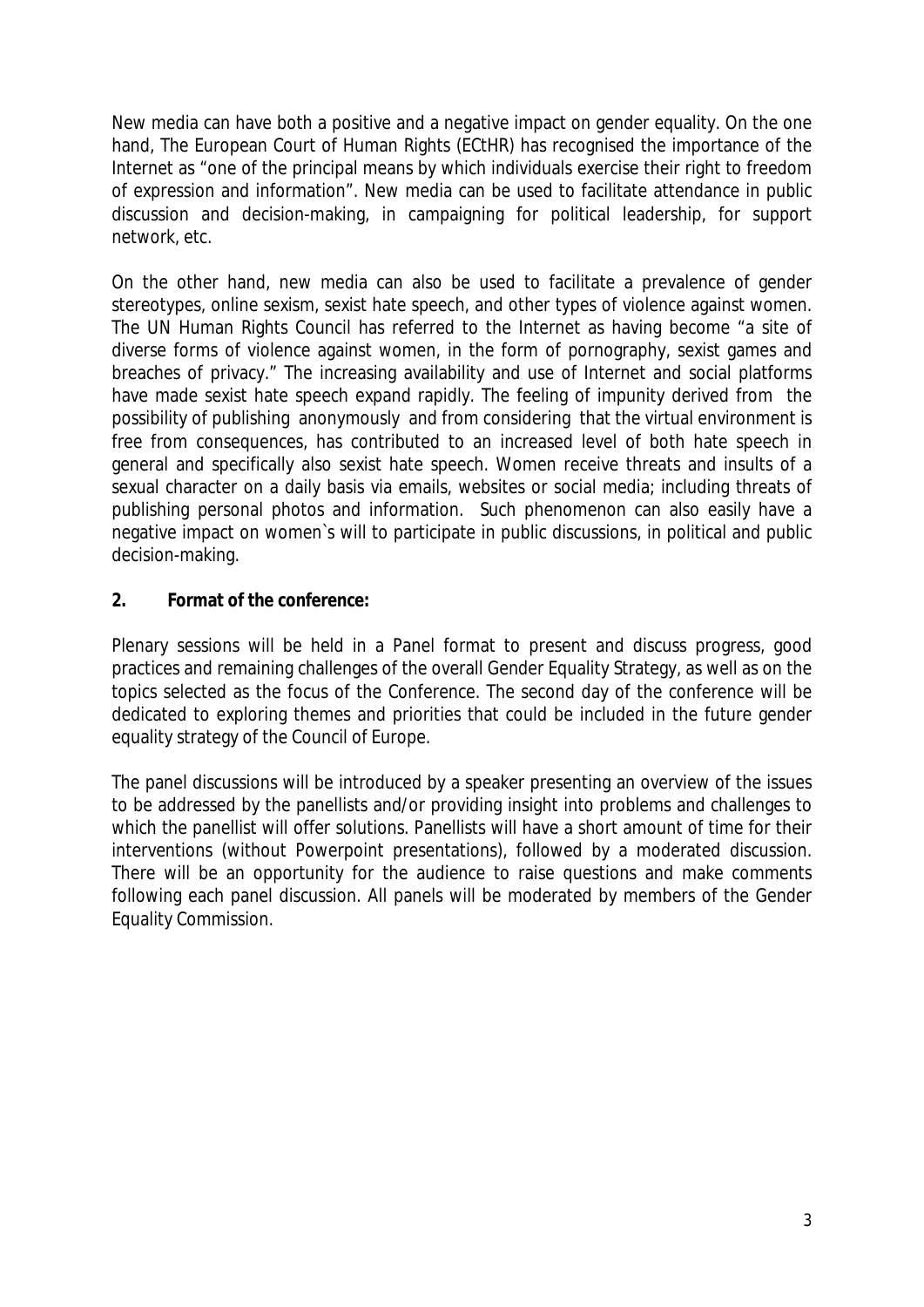New media can have both a positive and a negative impact on gender equality. On the one hand, The European Court of Human Rights (ECtHR) has recognised the importance of the Internet as "one of the principal means by which individuals exercise their right to freedom of expression and information". New media can be used to facilitate attendance in public discussion and decision-making, in campaigning for political leadership, for support network, etc.

On the other hand, new media can also be used to facilitate a prevalence of gender stereotypes, online sexism, sexist hate speech, and other types of violence against women. The UN Human Rights Council has referred to the Internet as having become "a site of diverse forms of violence against women, in the form of pornography, sexist games and breaches of privacy." The increasing availability and use of Internet and social platforms have made sexist hate speech expand rapidly. The feeling of impunity derived from the possibility of publishing anonymously and from considering that the virtual environment is free from consequences, has contributed to an increased level of both hate speech in general and specifically also sexist hate speech. Women receive threats and insults of a sexual character on a daily basis via emails, websites or social media; including threats of publishing personal photos and information. Such phenomenon can also easily have a negative impact on women`s will to participate in public discussions, in political and public decision-making.

## 2. Format of the conference:

Plenary sessions will be held in a Panel format to present and discuss progress, good practices and remaining challenges of the overall Gender Equality Strategy, as well as on the topics selected as the focus of the Conference. The second day of the conference will be dedicated to exploring themes and priorities that could be included in the future gender equality strategy of the Council of Europe.

The panel discussions will be introduced by a speaker presenting an overview of the issues to be addressed by the panellists and/or providing insight into problems and challenges to which the panellist will offer solutions. Panellists will have a short amount of time for their interventions (without Powerpoint presentations), followed by a moderated discussion. There will be an opportunity for the audience to raise questions and make comments following each panel discussion. All panels will be moderated by members of the Gender Equality Commission.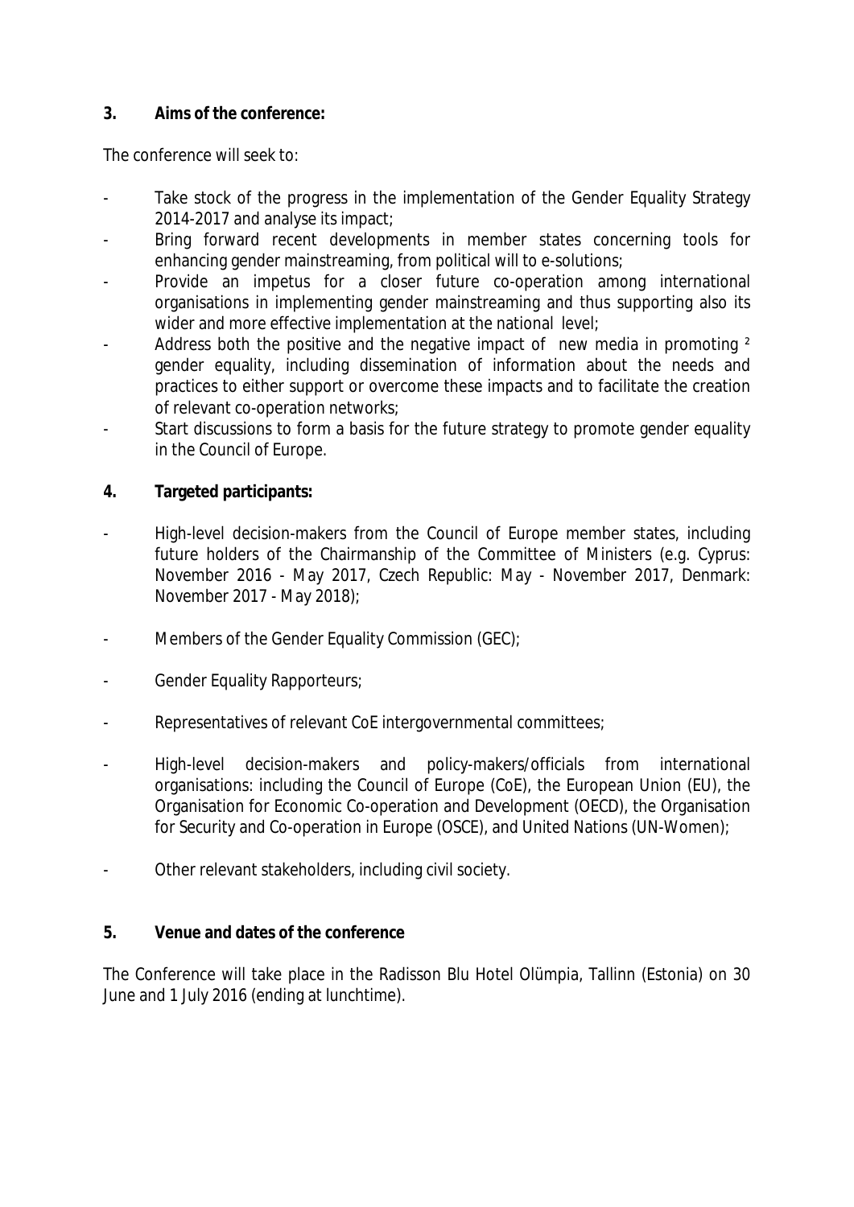## 3. Aims of the conference:

The conference will seek to:

- Take stock of the progress in the implementation of the Gender Equality Strategy 2014-2017 and analyse its impact;
- Bring forward recent developments in member states concerning tools for enhancing gender mainstreaming, from political will to e-solutions;
- Provide an impetus for a closer future co-operation among international organisations in implementing gender mainstreaming and thus supporting also its wider and more effective implementation at the national level;
- Address both the positive and the negative impact of new media in promoting [2] gender equality, including dissemination of information about the needs and practices to either support or overcome these impacts and to facilitate the creation of relevant co-operation networks;
- Start discussions to form a basis for the future strategy to promote gender equality in the Council of Europe.

## 4. Targeted participants:

- High-level decision-makers from the Council of Europe member states, including future holders of the Chairmanship of the Committee of Ministers (e.g. Cyprus: November 2016 - May 2017, Czech Republic: May - November 2017, Denmark: November 2017 - May 2018);
- Members of the Gender Equality Commission (GEC);
- Gender Equality Rapporteurs;
- Representatives of relevant CoE intergovernmental committees;
- High-level decision-makers and policy-makers/officials from international organisations: including the Council of Europe (CoE), the European Union (EU), the Organisation for Economic Co-operation and Development (OECD), the Organisation for Security and Co-operation in Europe (OSCE), and United Nations (UN-Women);
- Other relevant stakeholders, including civil society.

## 5. Venue and dates of the conference

The Conference will take place in the Radisson Blu Hotel Olümpia, Tallinn (Estonia) on 30 June and 1 July 2016 (ending at lunchtime).